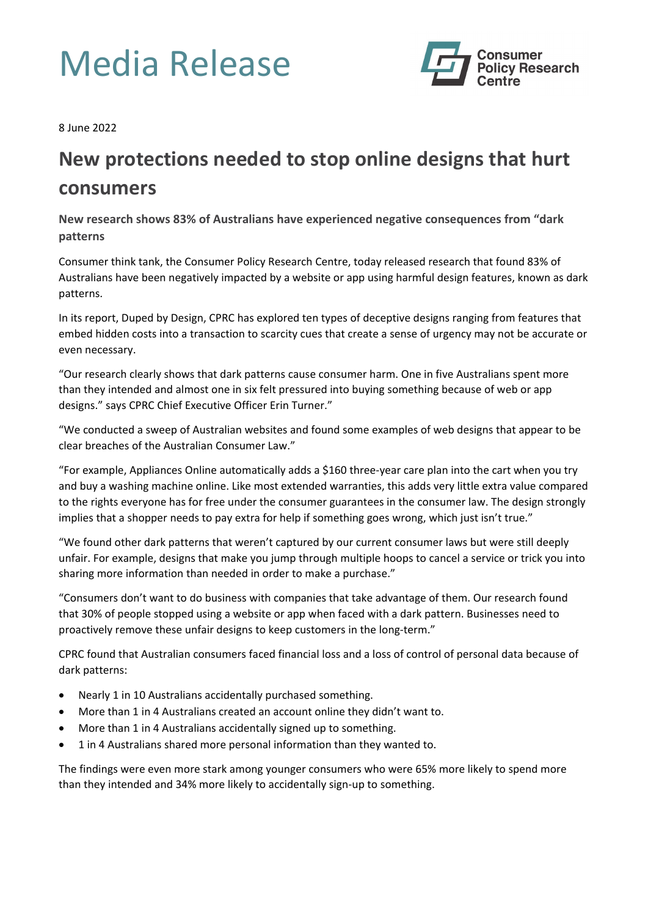# Media Release

Consumer Policy Research Centre

8 June 2022

## New protections needed to stop online designs that hurt consumers

**New research shows 83% of Australians have experienced negative consequences from “dark patterns**

Consumer think tank, the Consumer Policy Research Centre, today released research that found 83% of Australians have been negatively impacted by a website or app using harmful design features, known as dark patterns.

In its report, Duped by Design, CPRC has explored ten types of deceptive designs ranging from features that embed hidden costs into a transaction to scarcity cues that create a sense of urgency may not be accurate or even necessary.

“Our research clearly shows that dark patterns cause consumer harm. One in five Australians spent more than they intended and almost one in six felt pressured into buying something because of web or app designs.” says CPRC Chief Executive Officer Erin Turner.”

“We conducted a sweep of Australian websites and found some examples of web designs that appear to be clear breaches of the Australian Consumer Law.”

“For example, Appliances Online automatically adds a $160 three-year care plan into the cart when you try and buy a washing machine online. Like most extended warranties, this adds very little extra value compared to the rights everyone has for free under the consumer guarantees in the consumer law. The design strongly implies that a shopper needs to pay extra for help if something goes wrong, which just isn’t true.”

“We found other dark patterns that weren’t captured by our current consumer laws but were still deeply unfair. For example, designs that make you jump through multiple hoops to cancel a service or trick you into sharing more information than needed in order to make a purchase.”

“Consumers don’t want to do business with companies that take advantage of them. Our research found that 30% of people stopped using a website or app when faced with a dark pattern. Businesses need to proactively remove these unfair designs to keep customers in the long-term.”

CPRC found that Australian consumers faced financial loss and a loss of control of personal data because of dark patterns:

- Nearly 1 in 10 Australians accidentally purchased something.
- More than 1 in 4 Australians created an account online they didn’t want to.
- More than 1 in 4 Australians accidentally signed up to something.
- 1 in 4 Australians shared more personal information than they wanted to.

The findings were even more stark among younger consumers who were 65% more likely to spend more than they intended and 34% more likely to accidentally sign-up to something.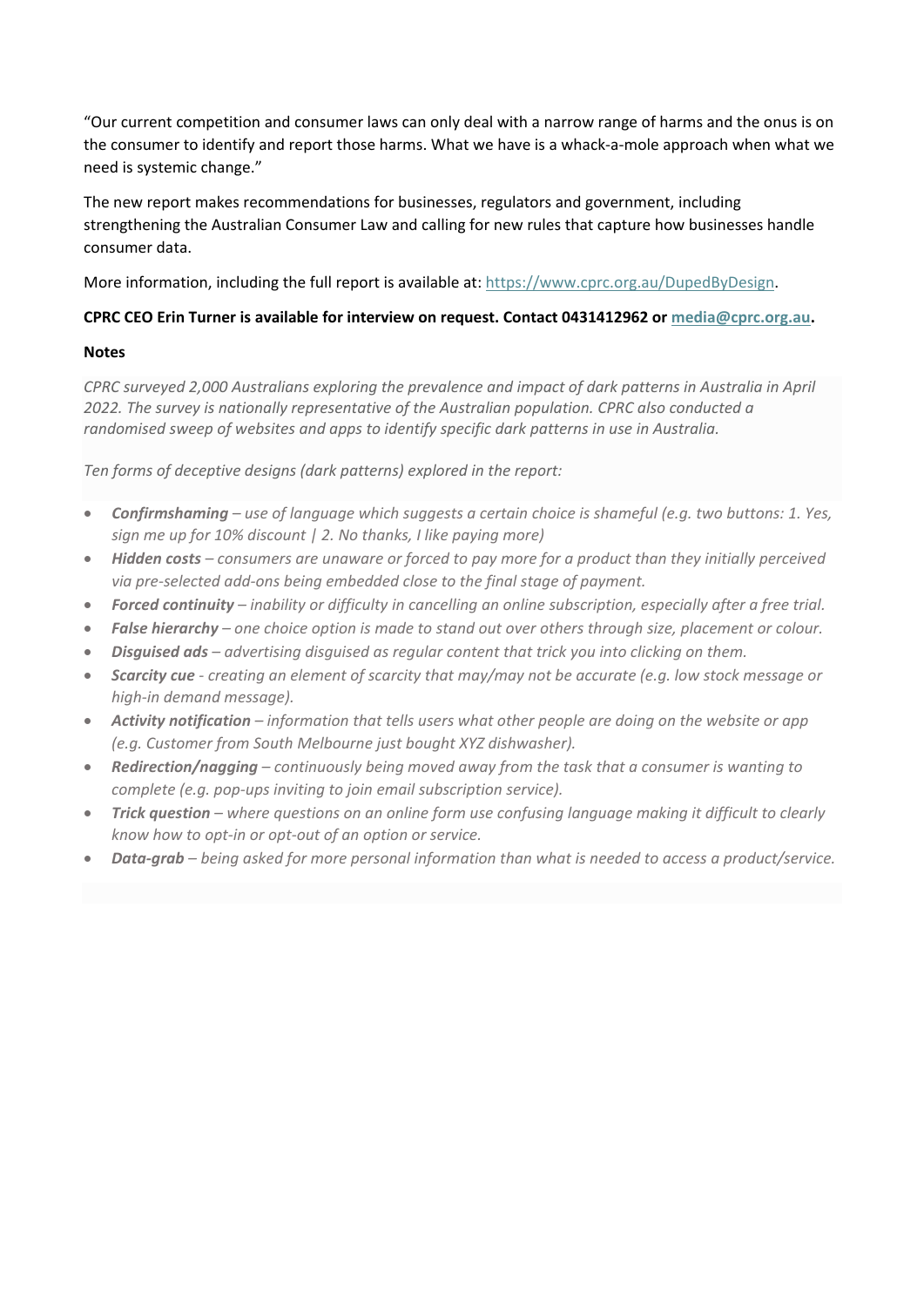"Our current competition and consumer laws can only deal with a narrow range of harms and the onus is on the consumer to identify and report those harms. What we have is a whack-a-mole approach when what we need is systemic change."

The new report makes recommendations for businesses, regulators and government, including strengthening the Australian Consumer Law and calling for new rules that capture how businesses handle consumer data.

More information, including the full report is available at: [https://www.cprc.org.au/DupedByDesign](https://www.cprc.org.au/DupedByDesign).

**CPRC CEO Erin Turner is available for interview on request. Contact 0431412962 or [media@cprc.org.au](mailto:media@cprc.org.au).**

**Notes**

*CPRC surveyed 2,000 Australians exploring the prevalence and impact of dark patterns in Australia in April 2022. The survey is nationally representative of the Australian population. CPRC also conducted a randomised sweep of websites and apps to identify specific dark patterns in use in Australia.*

*Ten forms of deceptive designs (dark patterns) explored in the report:*

- ***Confirmshaming** – use of language which suggests a certain choice is shameful (e.g. two buttons: 1. Yes, sign me up for 10% discount | 2. No thanks, I like paying more)*
- ***Hidden costs** – consumers are unaware or forced to pay more for a product than they initially perceived via pre-selected add-ons being embedded close to the final stage of payment.*
- ***Forced continuity** – inability or difficulty in cancelling an online subscription, especially after a free trial.*
- ***False hierarchy** – one choice option is made to stand out over others through size, placement or colour.*
- ***Disguised ads** – advertising disguised as regular content that trick you into clicking on them.*
- ***Scarcity cue** - creating an element of scarcity that may/may not be accurate (e.g. low stock message or high-in demand message).*
- ***Activity notification** – information that tells users what other people are doing on the website or app (e.g. Customer from South Melbourne just bought XYZ dishwasher).*
- ***Redirection/nagging** – continuously being moved away from the task that a consumer is wanting to complete (e.g. pop-ups inviting to join email subscription service).*
- ***Trick question** – where questions on an online form use confusing language making it difficult to clearly know how to opt-in or opt-out of an option or service.*
- ***Data-grab** – being asked for more personal information than what is needed to access a product/service.*